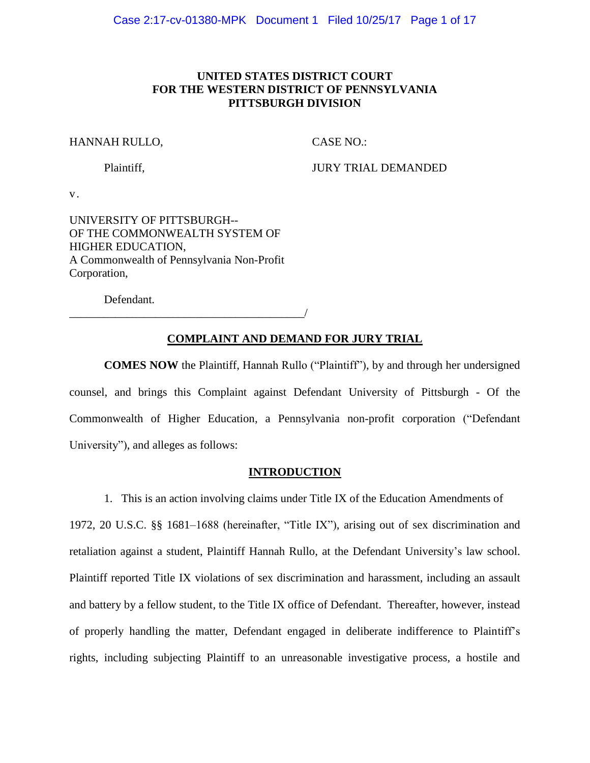**UNITED STATES DISTRICT COURT**
**FOR THE WESTERN DISTRICT OF PENNSYLVANIA**
**PITTSBURGH DIVISION**

HANNAH RULLO,

Plaintiff,

CASE NO.:

JURY TRIAL DEMANDED

v.

UNIVERSITY OF PITTSBURGH--
OF THE COMMONWEALTH SYSTEM OF
HIGHER EDUCATION,
A Commonwealth of Pennsylvania Non-Profit
Corporation,

Defendant.
_________________________________________/

## COMPLAINT AND DEMAND FOR JURY TRIAL

**COMES NOW** the Plaintiff, Hannah Rullo ("Plaintiff"), by and through her undersigned counsel, and brings this Complaint against Defendant University of Pittsburgh - Of the Commonwealth of Higher Education, a Pennsylvania non-profit corporation ("Defendant University"), and alleges as follows:

## INTRODUCTION

1. This is an action involving claims under Title IX of the Education Amendments of 1972, 20 U.S.C. §§ 1681–1688 (hereinafter, "Title IX"), arising out of sex discrimination and retaliation against a student, Plaintiff Hannah Rullo, at the Defendant University's law school. Plaintiff reported Title IX violations of sex discrimination and harassment, including an assault and battery by a fellow student, to the Title IX office of Defendant. Thereafter, however, instead of properly handling the matter, Defendant engaged in deliberate indifference to Plaintiff's rights, including subjecting Plaintiff to an unreasonable investigative process, a hostile and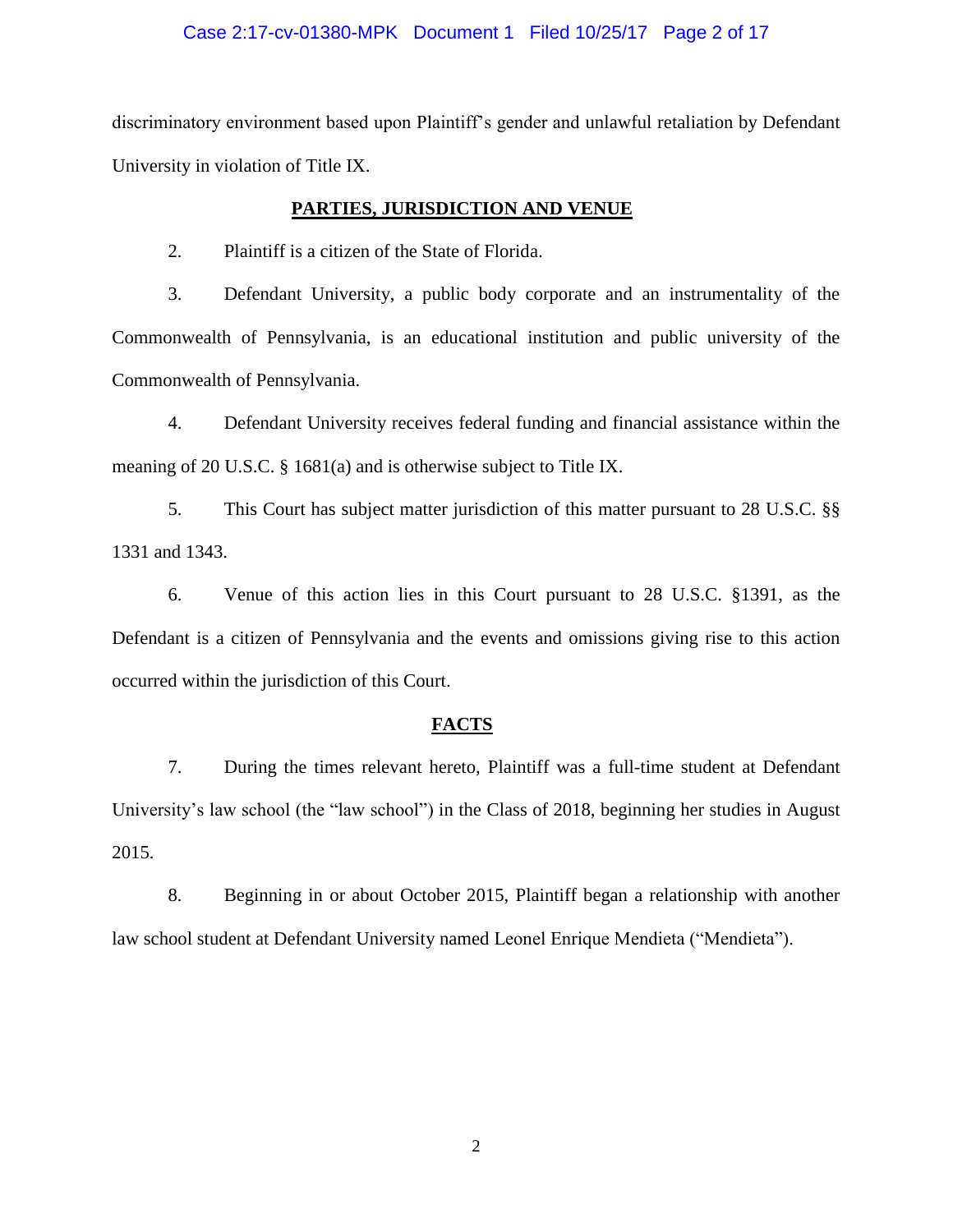discriminatory environment based upon Plaintiff's gender and unlawful retaliation by Defendant University in violation of Title IX.

## PARTIES, JURISDICTION AND VENUE

2. Plaintiff is a citizen of the State of Florida.

3. Defendant University, a public body corporate and an instrumentality of the Commonwealth of Pennsylvania, is an educational institution and public university of the Commonwealth of Pennsylvania.

4. Defendant University receives federal funding and financial assistance within the meaning of 20 U.S.C. § 1681(a) and is otherwise subject to Title IX.

5. This Court has subject matter jurisdiction of this matter pursuant to 28 U.S.C. §§ 1331 and 1343.

6. Venue of this action lies in this Court pursuant to 28 U.S.C. §1391, as the Defendant is a citizen of Pennsylvania and the events and omissions giving rise to this action occurred within the jurisdiction of this Court.

## FACTS

7. During the times relevant hereto, Plaintiff was a full-time student at Defendant University's law school (the "law school") in the Class of 2018, beginning her studies in August 2015.

8. Beginning in or about October 2015, Plaintiff began a relationship with another law school student at Defendant University named Leonel Enrique Mendieta ("Mendieta").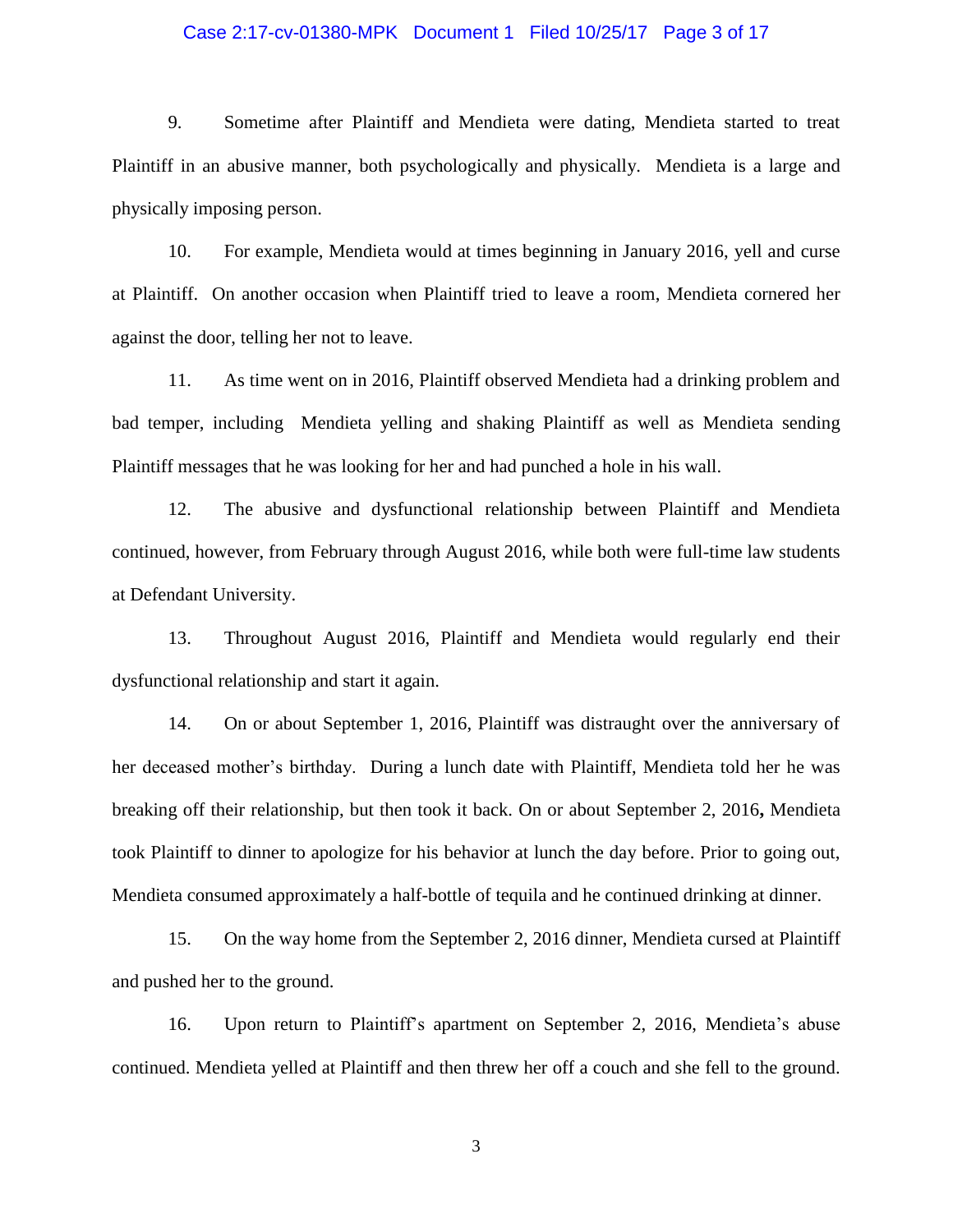9. Sometime after Plaintiff and Mendieta were dating, Mendieta started to treat Plaintiff in an abusive manner, both psychologically and physically. Mendieta is a large and physically imposing person.

10. For example, Mendieta would at times beginning in January 2016, yell and curse at Plaintiff. On another occasion when Plaintiff tried to leave a room, Mendieta cornered her against the door, telling her not to leave.

11. As time went on in 2016, Plaintiff observed Mendieta had a drinking problem and bad temper, including Mendieta yelling and shaking Plaintiff as well as Mendieta sending Plaintiff messages that he was looking for her and had punched a hole in his wall.

12. The abusive and dysfunctional relationship between Plaintiff and Mendieta continued, however, from February through August 2016, while both were full-time law students at Defendant University.

13. Throughout August 2016, Plaintiff and Mendieta would regularly end their dysfunctional relationship and start it again.

14. On or about September 1, 2016, Plaintiff was distraught over the anniversary of her deceased mother's birthday. During a lunch date with Plaintiff, Mendieta told her he was breaking off their relationship, but then took it back. On or about September 2, 2016**,** Mendieta took Plaintiff to dinner to apologize for his behavior at lunch the day before. Prior to going out, Mendieta consumed approximately a half-bottle of tequila and he continued drinking at dinner.

15. On the way home from the September 2, 2016 dinner, Mendieta cursed at Plaintiff and pushed her to the ground.

16. Upon return to Plaintiff's apartment on September 2, 2016, Mendieta's abuse continued. Mendieta yelled at Plaintiff and then threw her off a couch and she fell to the ground.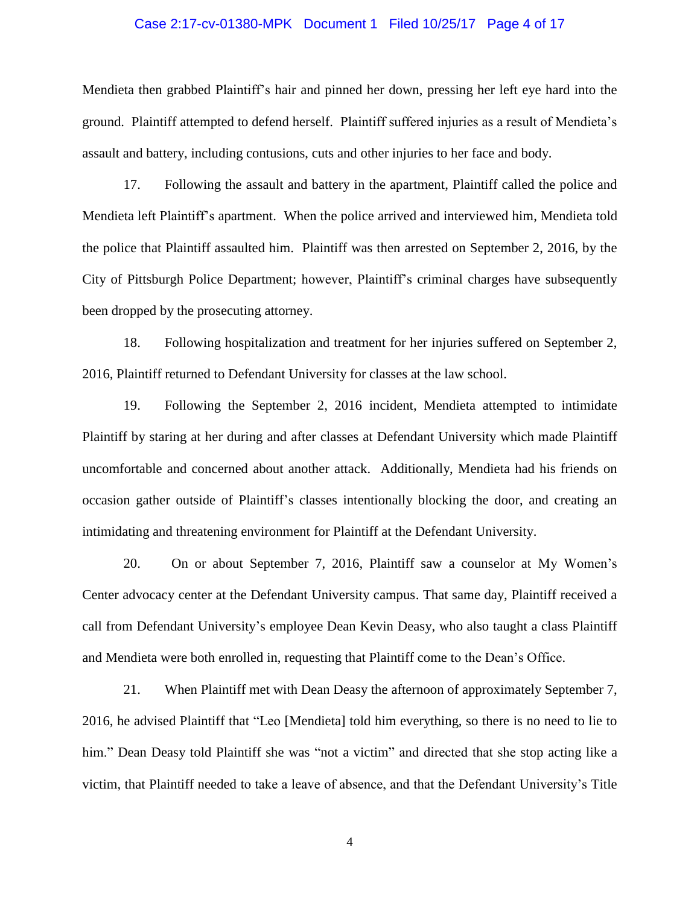Mendieta then grabbed Plaintiff's hair and pinned her down, pressing her left eye hard into the ground. Plaintiff attempted to defend herself. Plaintiff suffered injuries as a result of Mendieta's assault and battery, including contusions, cuts and other injuries to her face and body.

17. Following the assault and battery in the apartment, Plaintiff called the police and Mendieta left Plaintiff's apartment. When the police arrived and interviewed him, Mendieta told the police that Plaintiff assaulted him. Plaintiff was then arrested on September 2, 2016, by the City of Pittsburgh Police Department; however, Plaintiff's criminal charges have subsequently been dropped by the prosecuting attorney.

18. Following hospitalization and treatment for her injuries suffered on September 2, 2016, Plaintiff returned to Defendant University for classes at the law school.

19. Following the September 2, 2016 incident, Mendieta attempted to intimidate Plaintiff by staring at her during and after classes at Defendant University which made Plaintiff uncomfortable and concerned about another attack. Additionally, Mendieta had his friends on occasion gather outside of Plaintiff's classes intentionally blocking the door, and creating an intimidating and threatening environment for Plaintiff at the Defendant University.

20. On or about September 7, 2016, Plaintiff saw a counselor at My Women's Center advocacy center at the Defendant University campus. That same day, Plaintiff received a call from Defendant University's employee Dean Kevin Deasy, who also taught a class Plaintiff and Mendieta were both enrolled in, requesting that Plaintiff come to the Dean's Office.

21. When Plaintiff met with Dean Deasy the afternoon of approximately September 7, 2016, he advised Plaintiff that "Leo [Mendieta] told him everything, so there is no need to lie to him." Dean Deasy told Plaintiff she was "not a victim" and directed that she stop acting like a victim, that Plaintiff needed to take a leave of absence, and that the Defendant University's Title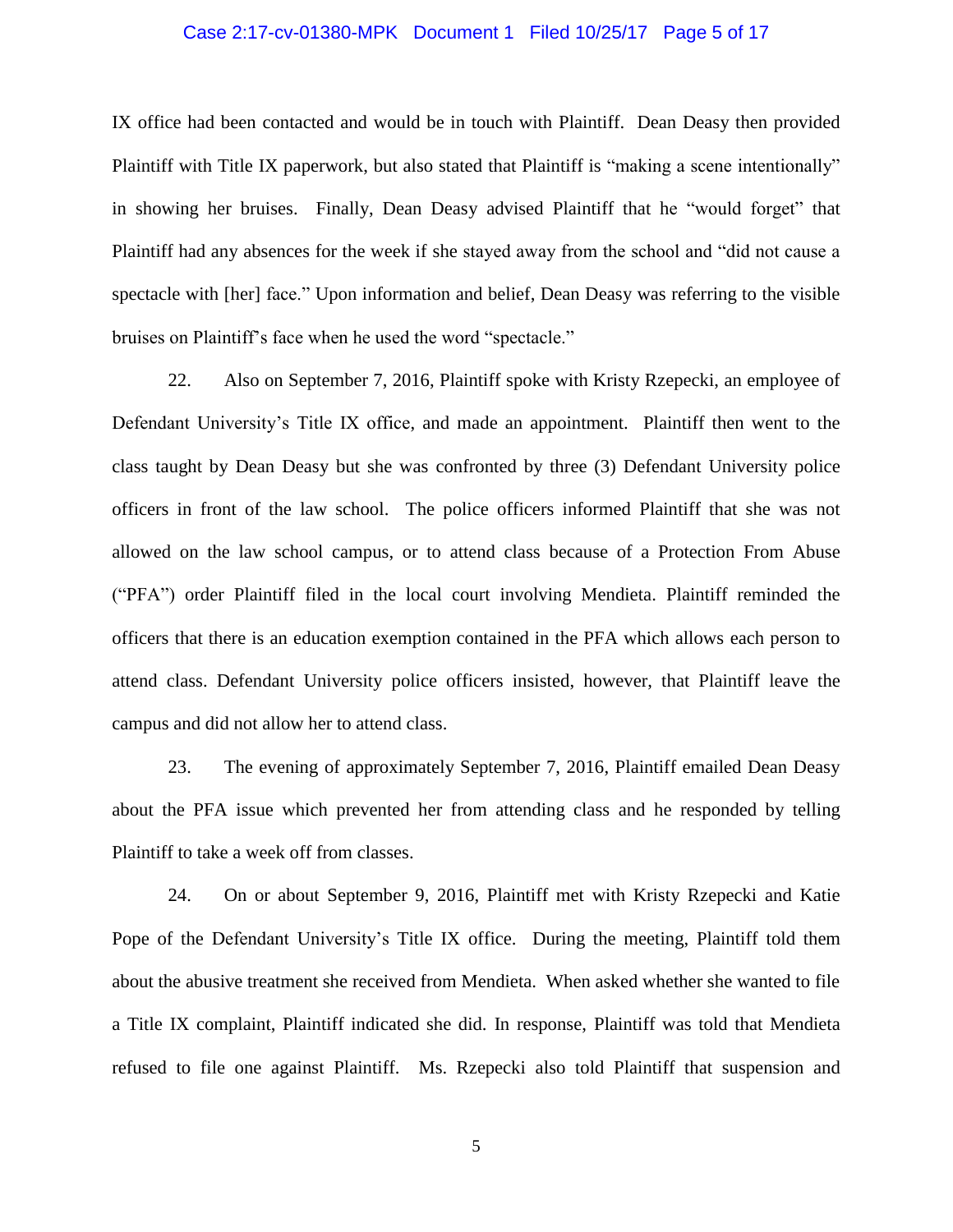IX office had been contacted and would be in touch with Plaintiff. Dean Deasy then provided Plaintiff with Title IX paperwork, but also stated that Plaintiff is "making a scene intentionally" in showing her bruises. Finally, Dean Deasy advised Plaintiff that he "would forget" that Plaintiff had any absences for the week if she stayed away from the school and "did not cause a spectacle with [her] face." Upon information and belief, Dean Deasy was referring to the visible bruises on Plaintiff's face when he used the word "spectacle."

22. Also on September 7, 2016, Plaintiff spoke with Kristy Rzepecki, an employee of Defendant University's Title IX office, and made an appointment. Plaintiff then went to the class taught by Dean Deasy but she was confronted by three (3) Defendant University police officers in front of the law school. The police officers informed Plaintiff that she was not allowed on the law school campus, or to attend class because of a Protection From Abuse ("PFA") order Plaintiff filed in the local court involving Mendieta. Plaintiff reminded the officers that there is an education exemption contained in the PFA which allows each person to attend class. Defendant University police officers insisted, however, that Plaintiff leave the campus and did not allow her to attend class.

23. The evening of approximately September 7, 2016, Plaintiff emailed Dean Deasy about the PFA issue which prevented her from attending class and he responded by telling Plaintiff to take a week off from classes.

24. On or about September 9, 2016, Plaintiff met with Kristy Rzepecki and Katie Pope of the Defendant University's Title IX office. During the meeting, Plaintiff told them about the abusive treatment she received from Mendieta. When asked whether she wanted to file a Title IX complaint, Plaintiff indicated she did. In response, Plaintiff was told that Mendieta refused to file one against Plaintiff. Ms. Rzepecki also told Plaintiff that suspension and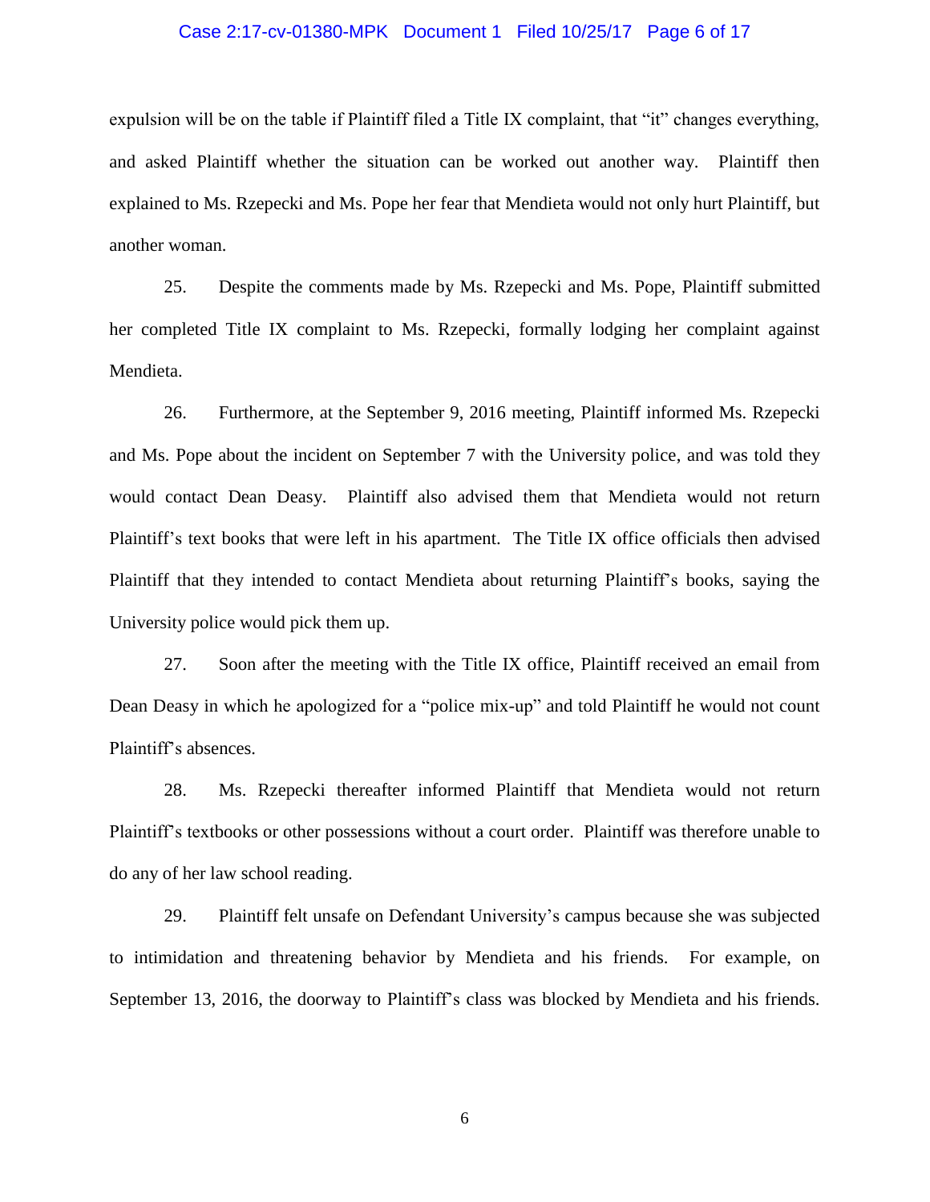expulsion will be on the table if Plaintiff filed a Title IX complaint, that "it" changes everything, and asked Plaintiff whether the situation can be worked out another way. Plaintiff then explained to Ms. Rzepecki and Ms. Pope her fear that Mendieta would not only hurt Plaintiff, but another woman.

25. Despite the comments made by Ms. Rzepecki and Ms. Pope, Plaintiff submitted her completed Title IX complaint to Ms. Rzepecki, formally lodging her complaint against Mendieta.

26. Furthermore, at the September 9, 2016 meeting, Plaintiff informed Ms. Rzepecki and Ms. Pope about the incident on September 7 with the University police, and was told they would contact Dean Deasy. Plaintiff also advised them that Mendieta would not return Plaintiff's text books that were left in his apartment. The Title IX office officials then advised Plaintiff that they intended to contact Mendieta about returning Plaintiff's books, saying the University police would pick them up.

27. Soon after the meeting with the Title IX office, Plaintiff received an email from Dean Deasy in which he apologized for a "police mix-up" and told Plaintiff he would not count Plaintiff's absences.

28. Ms. Rzepecki thereafter informed Plaintiff that Mendieta would not return Plaintiff's textbooks or other possessions without a court order. Plaintiff was therefore unable to do any of her law school reading.

29. Plaintiff felt unsafe on Defendant University's campus because she was subjected to intimidation and threatening behavior by Mendieta and his friends. For example, on September 13, 2016, the doorway to Plaintiff's class was blocked by Mendieta and his friends.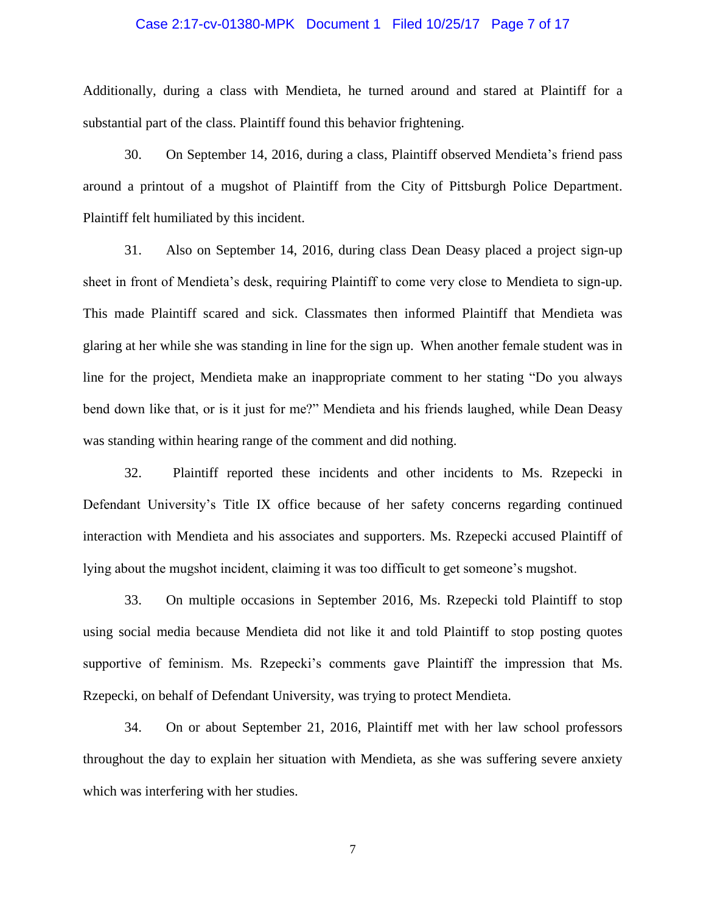Additionally, during a class with Mendieta, he turned around and stared at Plaintiff for a substantial part of the class. Plaintiff found this behavior frightening.

30. On September 14, 2016, during a class, Plaintiff observed Mendieta's friend pass around a printout of a mugshot of Plaintiff from the City of Pittsburgh Police Department. Plaintiff felt humiliated by this incident.

31. Also on September 14, 2016, during class Dean Deasy placed a project sign-up sheet in front of Mendieta's desk, requiring Plaintiff to come very close to Mendieta to sign-up. This made Plaintiff scared and sick. Classmates then informed Plaintiff that Mendieta was glaring at her while she was standing in line for the sign up. When another female student was in line for the project, Mendieta make an inappropriate comment to her stating "Do you always bend down like that, or is it just for me?" Mendieta and his friends laughed, while Dean Deasy was standing within hearing range of the comment and did nothing.

32. Plaintiff reported these incidents and other incidents to Ms. Rzepecki in Defendant University's Title IX office because of her safety concerns regarding continued interaction with Mendieta and his associates and supporters. Ms. Rzepecki accused Plaintiff of lying about the mugshot incident, claiming it was too difficult to get someone's mugshot.

33. On multiple occasions in September 2016, Ms. Rzepecki told Plaintiff to stop using social media because Mendieta did not like it and told Plaintiff to stop posting quotes supportive of feminism. Ms. Rzepecki's comments gave Plaintiff the impression that Ms. Rzepecki, on behalf of Defendant University, was trying to protect Mendieta.

34. On or about September 21, 2016, Plaintiff met with her law school professors throughout the day to explain her situation with Mendieta, as she was suffering severe anxiety which was interfering with her studies.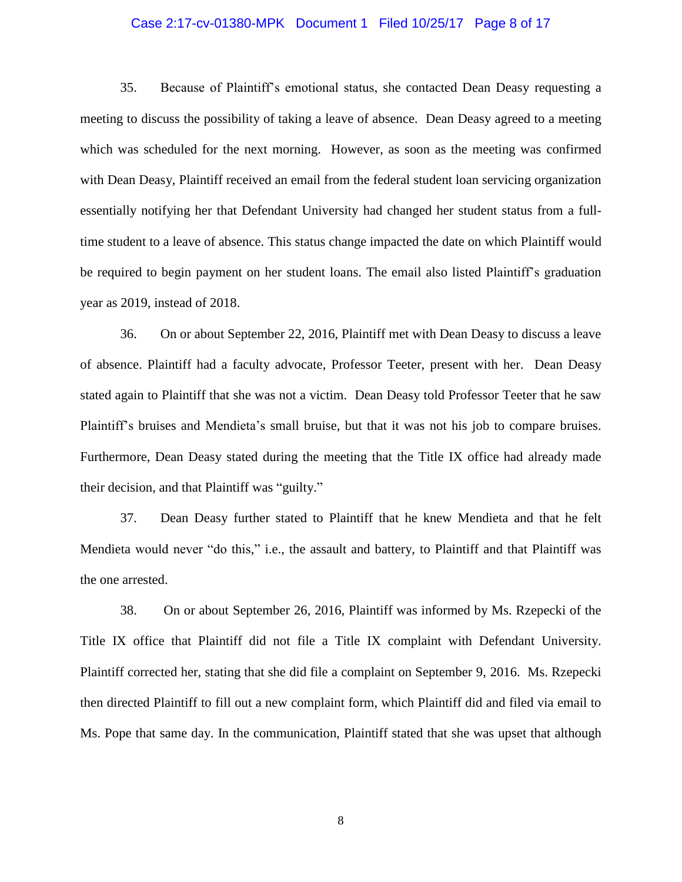35. Because of Plaintiff's emotional status, she contacted Dean Deasy requesting a meeting to discuss the possibility of taking a leave of absence. Dean Deasy agreed to a meeting which was scheduled for the next morning. However, as soon as the meeting was confirmed with Dean Deasy, Plaintiff received an email from the federal student loan servicing organization essentially notifying her that Defendant University had changed her student status from a full-time student to a leave of absence. This status change impacted the date on which Plaintiff would be required to begin payment on her student loans. The email also listed Plaintiff's graduation year as 2019, instead of 2018.

36. On or about September 22, 2016, Plaintiff met with Dean Deasy to discuss a leave of absence. Plaintiff had a faculty advocate, Professor Teeter, present with her. Dean Deasy stated again to Plaintiff that she was not a victim. Dean Deasy told Professor Teeter that he saw Plaintiff's bruises and Mendieta's small bruise, but that it was not his job to compare bruises. Furthermore, Dean Deasy stated during the meeting that the Title IX office had already made their decision, and that Plaintiff was "guilty."

37. Dean Deasy further stated to Plaintiff that he knew Mendieta and that he felt Mendieta would never "do this," i.e., the assault and battery, to Plaintiff and that Plaintiff was the one arrested.

38. On or about September 26, 2016, Plaintiff was informed by Ms. Rzepecki of the Title IX office that Plaintiff did not file a Title IX complaint with Defendant University. Plaintiff corrected her, stating that she did file a complaint on September 9, 2016. Ms. Rzepecki then directed Plaintiff to fill out a new complaint form, which Plaintiff did and filed via email to Ms. Pope that same day. In the communication, Plaintiff stated that she was upset that although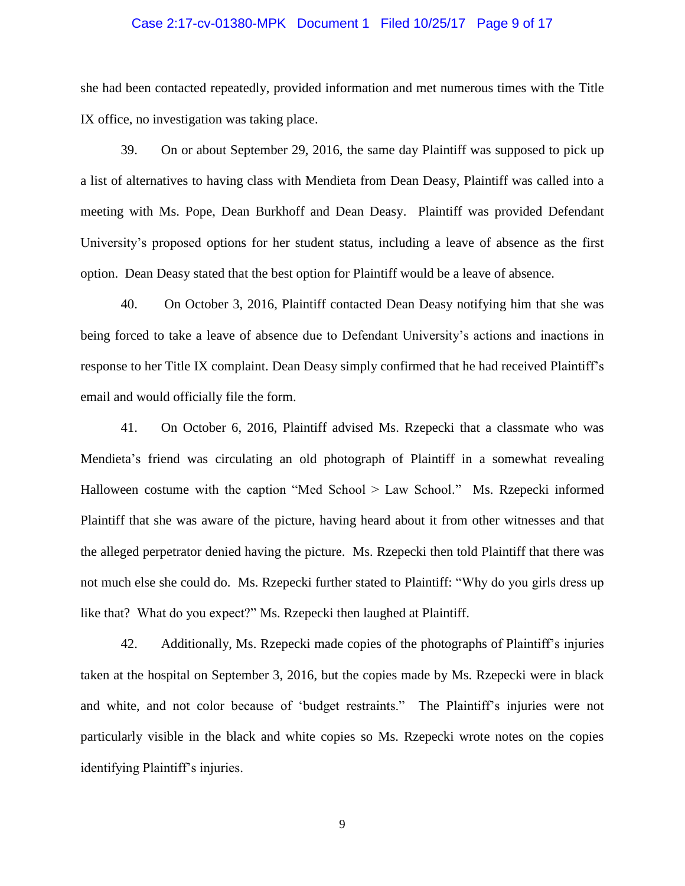she had been contacted repeatedly, provided information and met numerous times with the Title IX office, no investigation was taking place.

39. On or about September 29, 2016, the same day Plaintiff was supposed to pick up a list of alternatives to having class with Mendieta from Dean Deasy, Plaintiff was called into a meeting with Ms. Pope, Dean Burkhoff and Dean Deasy. Plaintiff was provided Defendant University's proposed options for her student status, including a leave of absence as the first option. Dean Deasy stated that the best option for Plaintiff would be a leave of absence.

40. On October 3, 2016, Plaintiff contacted Dean Deasy notifying him that she was being forced to take a leave of absence due to Defendant University's actions and inactions in response to her Title IX complaint. Dean Deasy simply confirmed that he had received Plaintiff's email and would officially file the form.

41. On October 6, 2016, Plaintiff advised Ms. Rzepecki that a classmate who was Mendieta's friend was circulating an old photograph of Plaintiff in a somewhat revealing Halloween costume with the caption "Med School > Law School." Ms. Rzepecki informed Plaintiff that she was aware of the picture, having heard about it from other witnesses and that the alleged perpetrator denied having the picture. Ms. Rzepecki then told Plaintiff that there was not much else she could do. Ms. Rzepecki further stated to Plaintiff: "Why do you girls dress up like that? What do you expect?" Ms. Rzepecki then laughed at Plaintiff.

42. Additionally, Ms. Rzepecki made copies of the photographs of Plaintiff's injuries taken at the hospital on September 3, 2016, but the copies made by Ms. Rzepecki were in black and white, and not color because of 'budget restraints." The Plaintiff's injuries were not particularly visible in the black and white copies so Ms. Rzepecki wrote notes on the copies identifying Plaintiff's injuries.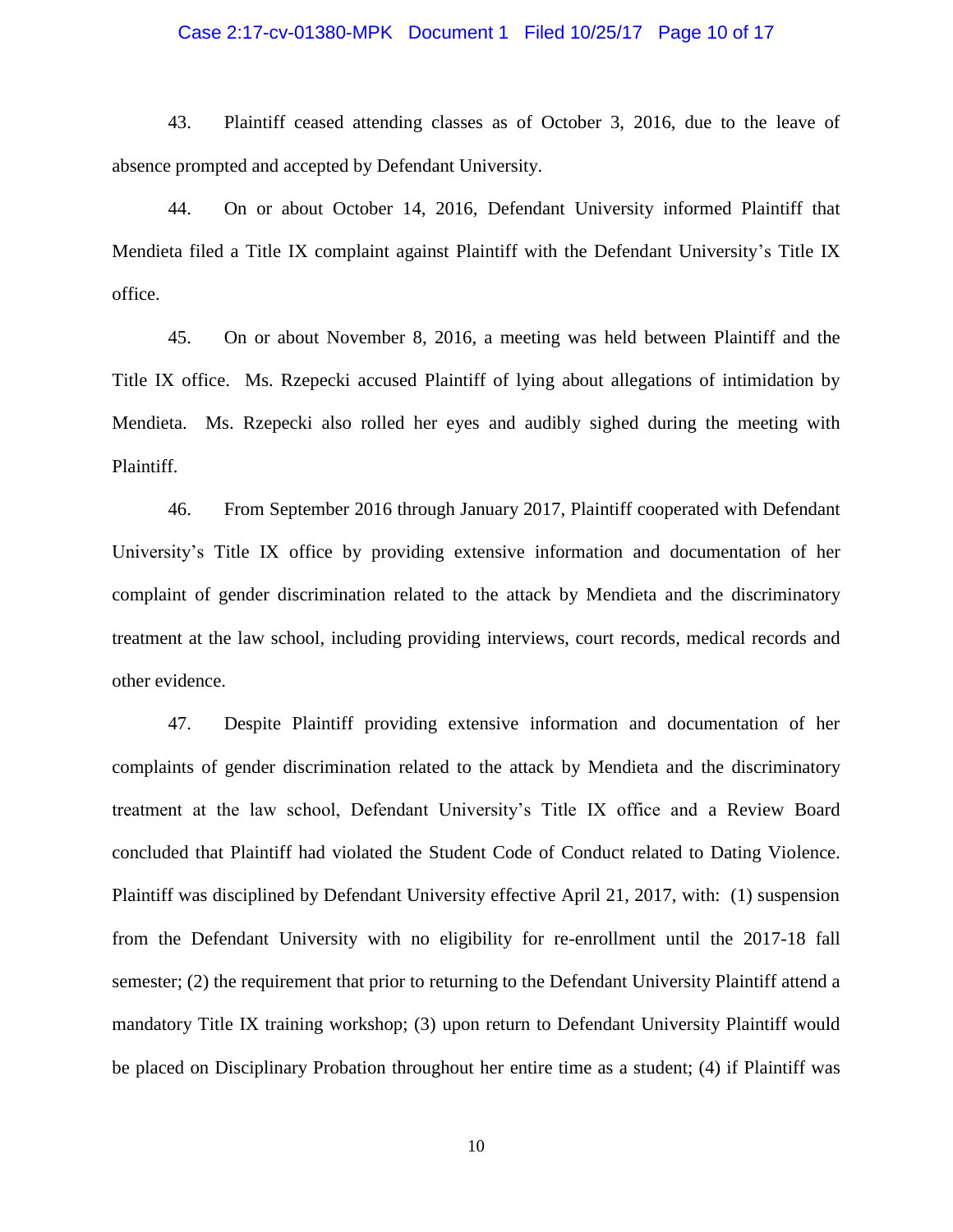43. Plaintiff ceased attending classes as of October 3, 2016, due to the leave of absence prompted and accepted by Defendant University.

44. On or about October 14, 2016, Defendant University informed Plaintiff that Mendieta filed a Title IX complaint against Plaintiff with the Defendant University's Title IX office.

45. On or about November 8, 2016, a meeting was held between Plaintiff and the Title IX office. Ms. Rzepecki accused Plaintiff of lying about allegations of intimidation by Mendieta. Ms. Rzepecki also rolled her eyes and audibly sighed during the meeting with Plaintiff.

46. From September 2016 through January 2017, Plaintiff cooperated with Defendant University's Title IX office by providing extensive information and documentation of her complaint of gender discrimination related to the attack by Mendieta and the discriminatory treatment at the law school, including providing interviews, court records, medical records and other evidence.

47. Despite Plaintiff providing extensive information and documentation of her complaints of gender discrimination related to the attack by Mendieta and the discriminatory treatment at the law school, Defendant University's Title IX office and a Review Board concluded that Plaintiff had violated the Student Code of Conduct related to Dating Violence. Plaintiff was disciplined by Defendant University effective April 21, 2017, with: (1) suspension from the Defendant University with no eligibility for re-enrollment until the 2017-18 fall semester; (2) the requirement that prior to returning to the Defendant University Plaintiff attend a mandatory Title IX training workshop; (3) upon return to Defendant University Plaintiff would be placed on Disciplinary Probation throughout her entire time as a student; (4) if Plaintiff was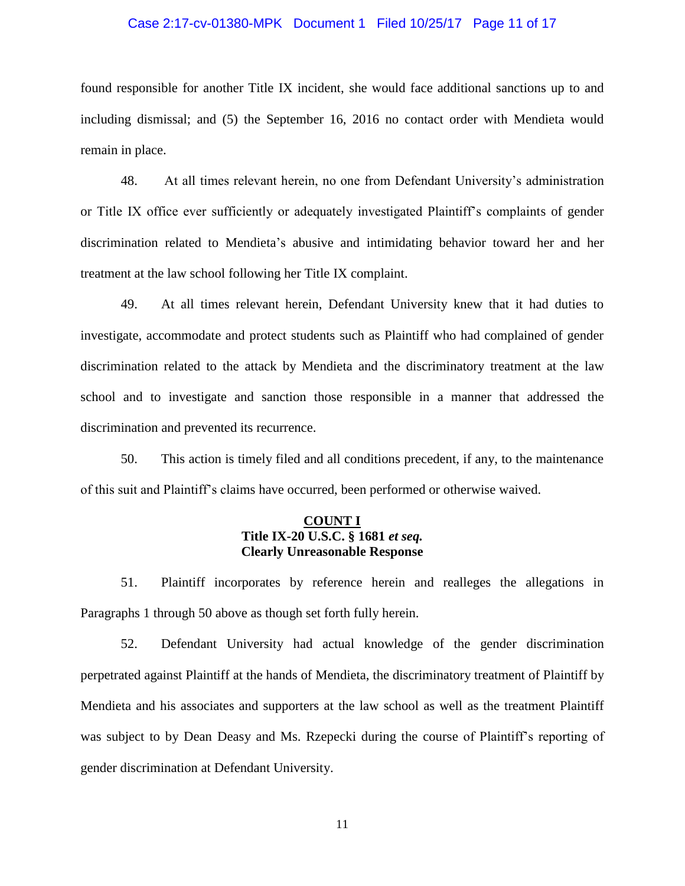found responsible for another Title IX incident, she would face additional sanctions up to and including dismissal; and (5) the September 16, 2016 no contact order with Mendieta would remain in place.

48. At all times relevant herein, no one from Defendant University's administration or Title IX office ever sufficiently or adequately investigated Plaintiff's complaints of gender discrimination related to Mendieta's abusive and intimidating behavior toward her and her treatment at the law school following her Title IX complaint.

49. At all times relevant herein, Defendant University knew that it had duties to investigate, accommodate and protect students such as Plaintiff who had complained of gender discrimination related to the attack by Mendieta and the discriminatory treatment at the law school and to investigate and sanction those responsible in a manner that addressed the discrimination and prevented its recurrence.

50. This action is timely filed and all conditions precedent, if any, to the maintenance of this suit and Plaintiff's claims have occurred, been performed or otherwise waived.

**COUNT I**
**Title IX-20 U.S.C. § 1681 *et seq.***
**Clearly Unreasonable Response**

51. Plaintiff incorporates by reference herein and realleges the allegations in Paragraphs 1 through 50 above as though set forth fully herein.

52. Defendant University had actual knowledge of the gender discrimination perpetrated against Plaintiff at the hands of Mendieta, the discriminatory treatment of Plaintiff by Mendieta and his associates and supporters at the law school as well as the treatment Plaintiff was subject to by Dean Deasy and Ms. Rzepecki during the course of Plaintiff's reporting of gender discrimination at Defendant University.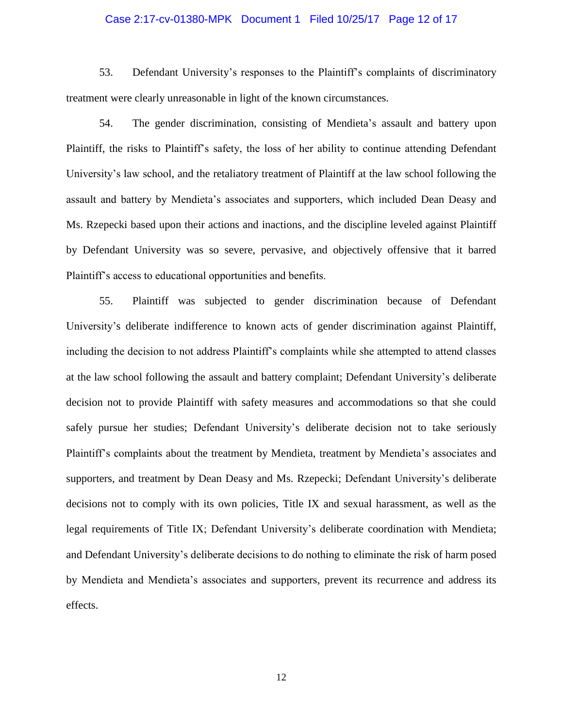53. Defendant University's responses to the Plaintiff's complaints of discriminatory treatment were clearly unreasonable in light of the known circumstances.

54. The gender discrimination, consisting of Mendieta's assault and battery upon Plaintiff, the risks to Plaintiff's safety, the loss of her ability to continue attending Defendant University's law school, and the retaliatory treatment of Plaintiff at the law school following the assault and battery by Mendieta's associates and supporters, which included Dean Deasy and Ms. Rzepecki based upon their actions and inactions, and the discipline leveled against Plaintiff by Defendant University was so severe, pervasive, and objectively offensive that it barred Plaintiff's access to educational opportunities and benefits.

55. Plaintiff was subjected to gender discrimination because of Defendant University's deliberate indifference to known acts of gender discrimination against Plaintiff, including the decision to not address Plaintiff's complaints while she attempted to attend classes at the law school following the assault and battery complaint; Defendant University's deliberate decision not to provide Plaintiff with safety measures and accommodations so that she could safely pursue her studies; Defendant University's deliberate decision not to take seriously Plaintiff's complaints about the treatment by Mendieta, treatment by Mendieta's associates and supporters, and treatment by Dean Deasy and Ms. Rzepecki; Defendant University's deliberate decisions not to comply with its own policies, Title IX and sexual harassment, as well as the legal requirements of Title IX; Defendant University's deliberate coordination with Mendieta; and Defendant University's deliberate decisions to do nothing to eliminate the risk of harm posed by Mendieta and Mendieta's associates and supporters, prevent its recurrence and address its effects.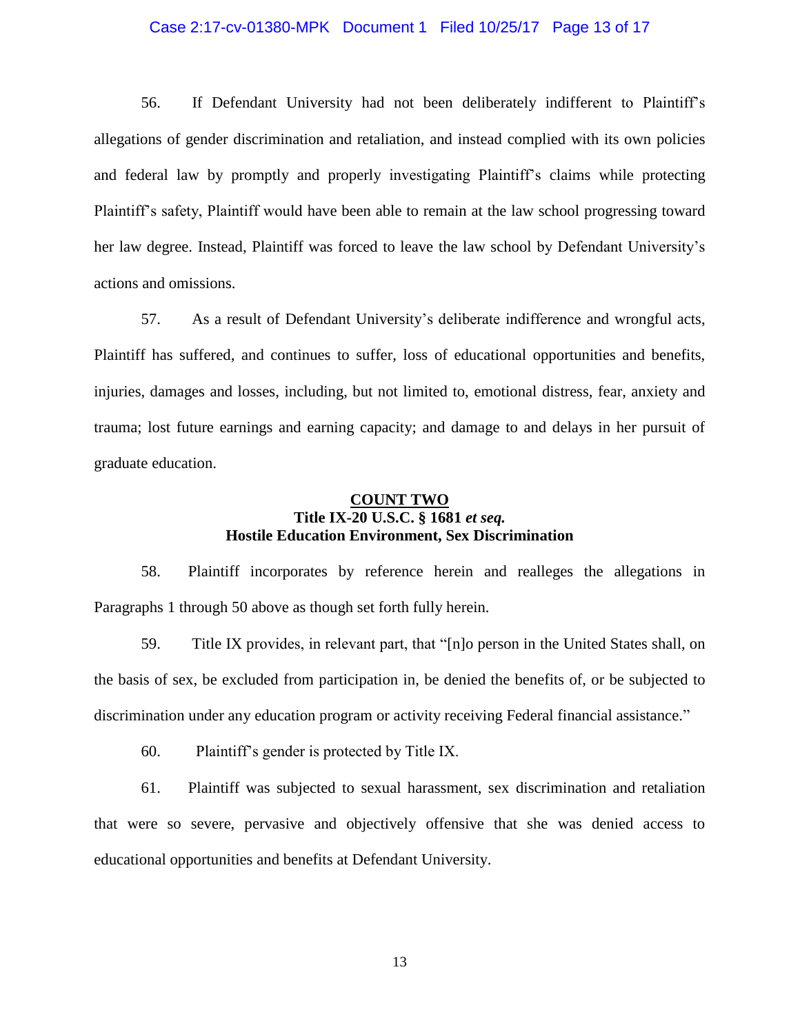56. If Defendant University had not been deliberately indifferent to Plaintiff's allegations of gender discrimination and retaliation, and instead complied with its own policies and federal law by promptly and properly investigating Plaintiff's claims while protecting Plaintiff's safety, Plaintiff would have been able to remain at the law school progressing toward her law degree. Instead, Plaintiff was forced to leave the law school by Defendant University's actions and omissions.

57. As a result of Defendant University's deliberate indifference and wrongful acts, Plaintiff has suffered, and continues to suffer, loss of educational opportunities and benefits, injuries, damages and losses, including, but not limited to, emotional distress, fear, anxiety and trauma; lost future earnings and earning capacity; and damage to and delays in her pursuit of graduate education.

**<u>COUNT TWO</u>**
**Title IX-20 U.S.C. § 1681 *et seq.***
**Hostile Education Environment, Sex Discrimination**

58. Plaintiff incorporates by reference herein and realleges the allegations in Paragraphs 1 through 50 above as though set forth fully herein.

59. Title IX provides, in relevant part, that "[n]o person in the United States shall, on the basis of sex, be excluded from participation in, be denied the benefits of, or be subjected to discrimination under any education program or activity receiving Federal financial assistance."

60. Plaintiff's gender is protected by Title IX.

61. Plaintiff was subjected to sexual harassment, sex discrimination and retaliation that were so severe, pervasive and objectively offensive that she was denied access to educational opportunities and benefits at Defendant University.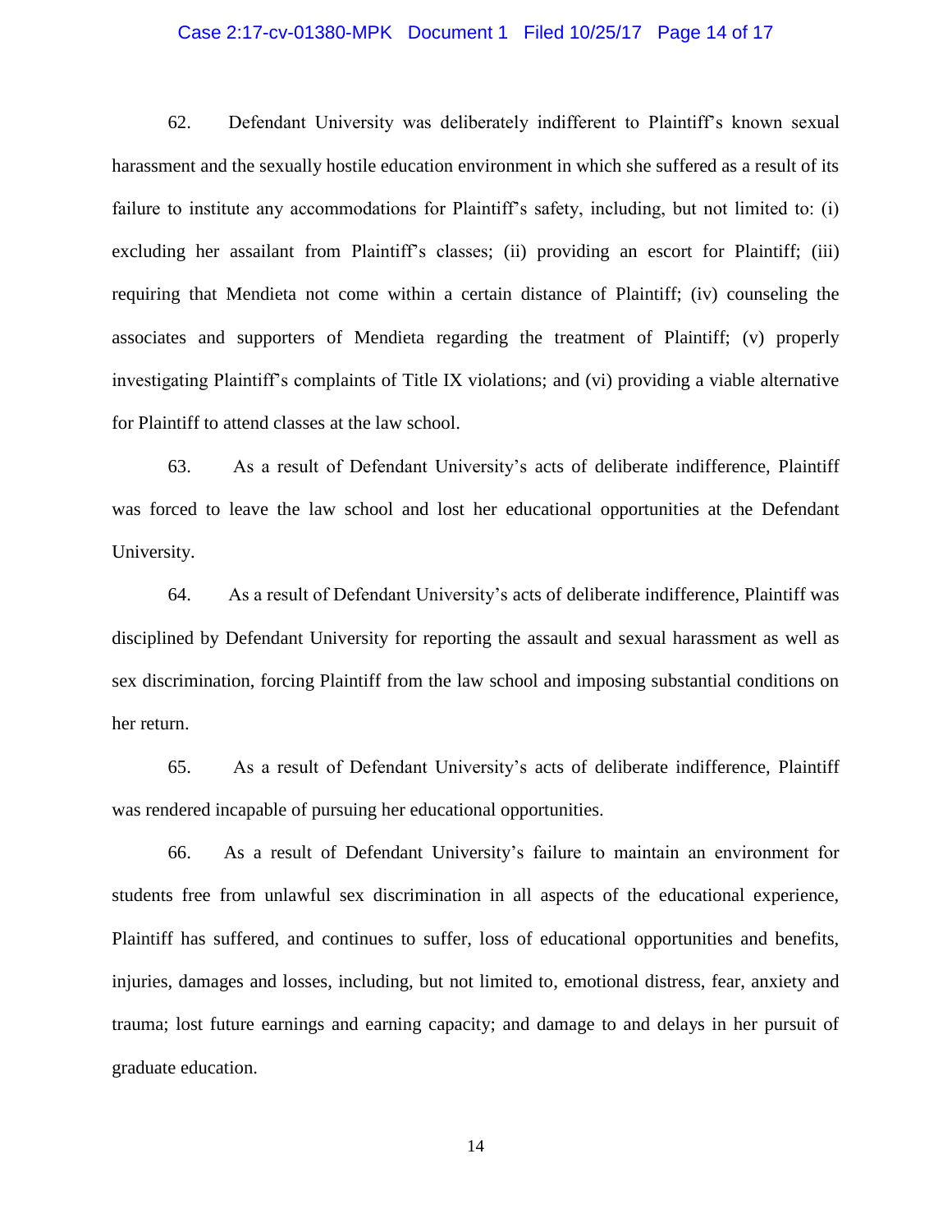62. Defendant University was deliberately indifferent to Plaintiff's known sexual harassment and the sexually hostile education environment in which she suffered as a result of its failure to institute any accommodations for Plaintiff's safety, including, but not limited to: (i) excluding her assailant from Plaintiff's classes; (ii) providing an escort for Plaintiff; (iii) requiring that Mendieta not come within a certain distance of Plaintiff; (iv) counseling the associates and supporters of Mendieta regarding the treatment of Plaintiff; (v) properly investigating Plaintiff's complaints of Title IX violations; and (vi) providing a viable alternative for Plaintiff to attend classes at the law school.

63. As a result of Defendant University's acts of deliberate indifference, Plaintiff was forced to leave the law school and lost her educational opportunities at the Defendant University.

64. As a result of Defendant University's acts of deliberate indifference, Plaintiff was disciplined by Defendant University for reporting the assault and sexual harassment as well as sex discrimination, forcing Plaintiff from the law school and imposing substantial conditions on her return.

65. As a result of Defendant University's acts of deliberate indifference, Plaintiff was rendered incapable of pursuing her educational opportunities.

66. As a result of Defendant University's failure to maintain an environment for students free from unlawful sex discrimination in all aspects of the educational experience, Plaintiff has suffered, and continues to suffer, loss of educational opportunities and benefits, injuries, damages and losses, including, but not limited to, emotional distress, fear, anxiety and trauma; lost future earnings and earning capacity; and damage to and delays in her pursuit of graduate education.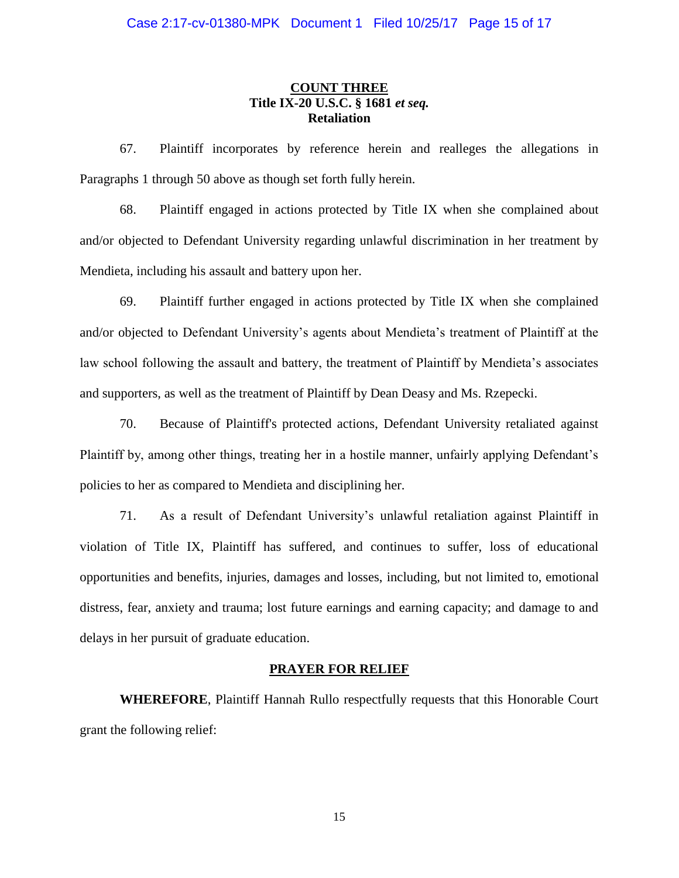## COUNT THREE
**Title IX-20 U.S.C. § 1681 *et seq.***
**Retaliation**

67. Plaintiff incorporates by reference herein and realleges the allegations in Paragraphs 1 through 50 above as though set forth fully herein.

68. Plaintiff engaged in actions protected by Title IX when she complained about and/or objected to Defendant University regarding unlawful discrimination in her treatment by Mendieta, including his assault and battery upon her.

69. Plaintiff further engaged in actions protected by Title IX when she complained and/or objected to Defendant University's agents about Mendieta's treatment of Plaintiff at the law school following the assault and battery, the treatment of Plaintiff by Mendieta's associates and supporters, as well as the treatment of Plaintiff by Dean Deasy and Ms. Rzepecki.

70. Because of Plaintiff's protected actions, Defendant University retaliated against Plaintiff by, among other things, treating her in a hostile manner, unfairly applying Defendant's policies to her as compared to Mendieta and disciplining her.

71. As a result of Defendant University's unlawful retaliation against Plaintiff in violation of Title IX, Plaintiff has suffered, and continues to suffer, loss of educational opportunities and benefits, injuries, damages and losses, including, but not limited to, emotional distress, fear, anxiety and trauma; lost future earnings and earning capacity; and damage to and delays in her pursuit of graduate education.

## PRAYER FOR RELIEF

**WHEREFORE**, Plaintiff Hannah Rullo respectfully requests that this Honorable Court grant the following relief: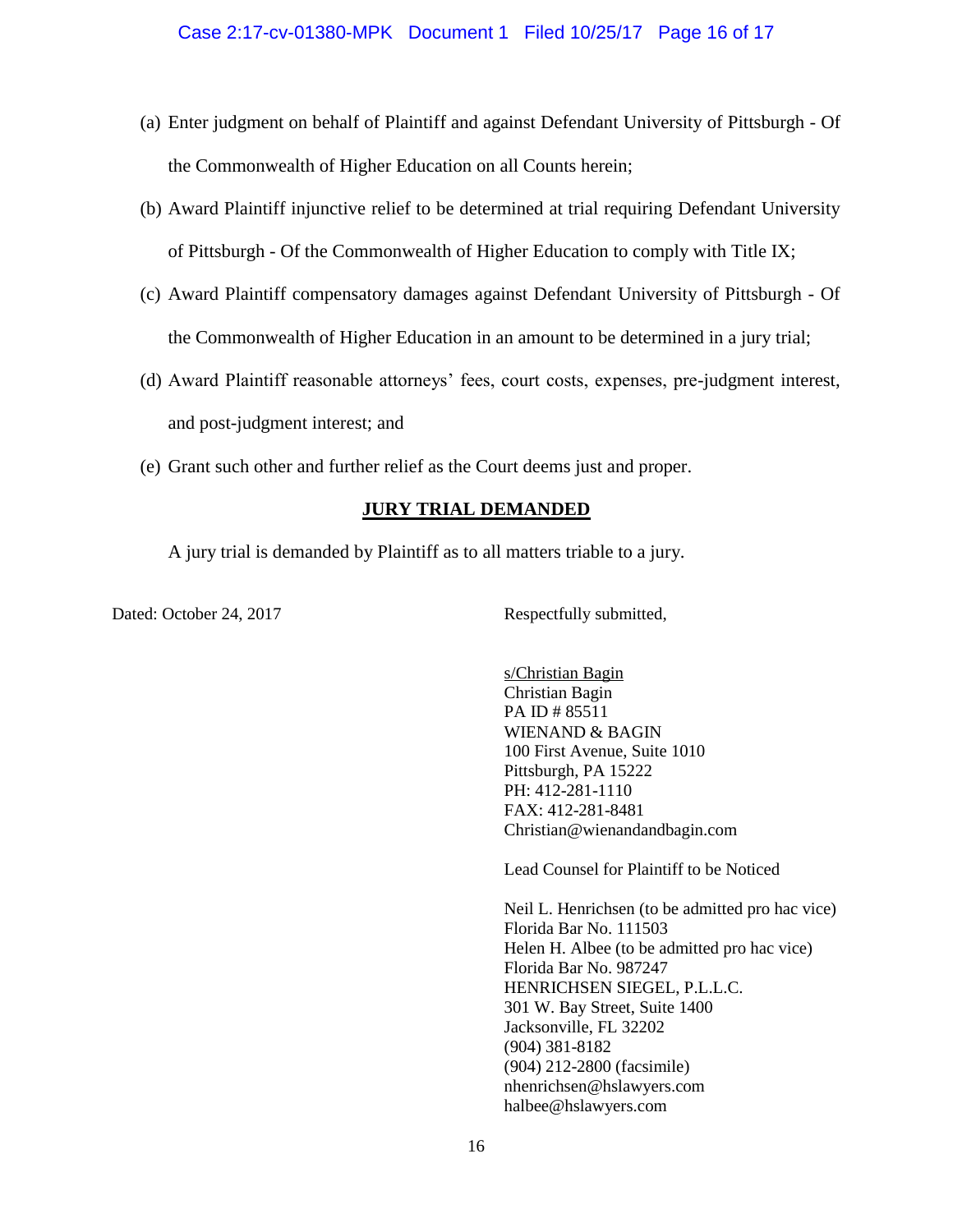(a) Enter judgment on behalf of Plaintiff and against Defendant University of Pittsburgh - Of the Commonwealth of Higher Education on all Counts herein;

(b) Award Plaintiff injunctive relief to be determined at trial requiring Defendant University of Pittsburgh - Of the Commonwealth of Higher Education to comply with Title IX;

(c) Award Plaintiff compensatory damages against Defendant University of Pittsburgh - Of the Commonwealth of Higher Education in an amount to be determined in a jury trial;

(d) Award Plaintiff reasonable attorneys' fees, court costs, expenses, pre-judgment interest, and post-judgment interest; and

(e) Grant such other and further relief as the Court deems just and proper.

**JURY TRIAL DEMANDED**

A jury trial is demanded by Plaintiff as to all matters triable to a jury.

Dated: October 24, 2017

Respectfully submitted,

s/Christian Bagin
Christian Bagin
PA ID # 85511
WIENAND & BAGIN
100 First Avenue, Suite 1010
Pittsburgh, PA 15222
PH: 412-281-1110
FAX: 412-281-8481
Christian@wienandandbagin.com

Lead Counsel for Plaintiff to be Noticed

Neil L. Henrichsen (to be admitted pro hac vice)
Florida Bar No. 111503
Helen H. Albee (to be admitted pro hac vice)
Florida Bar No. 987247
HENRICHSEN SIEGEL, P.L.L.C.
301 W. Bay Street, Suite 1400
Jacksonville, FL 32202
(904) 381-8182
(904) 212-2800 (facsimile)
nhenrichsen@hslawyers.com
halbee@hslawyers.com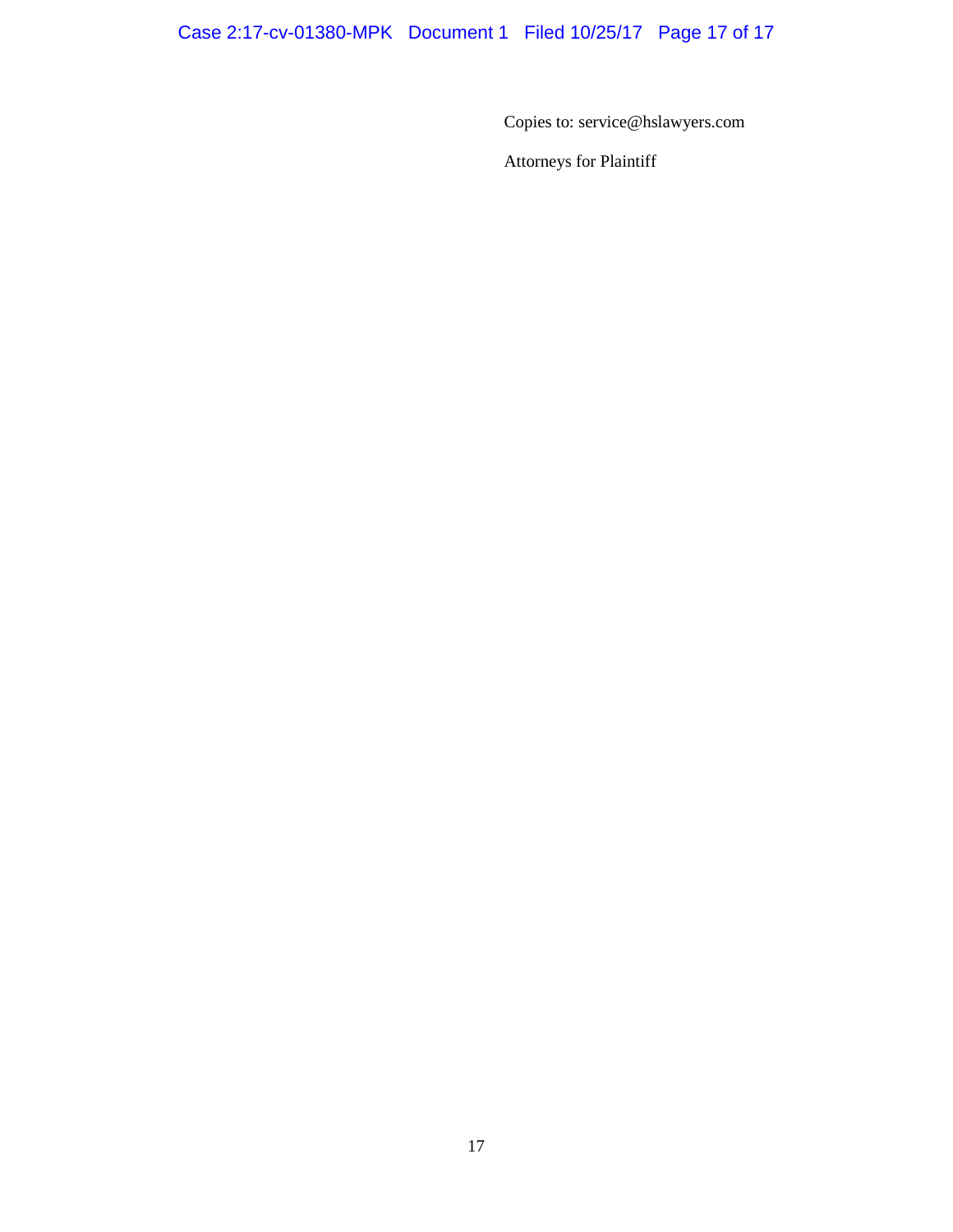Copies to: service@hslawyers.com

Attorneys for Plaintiff